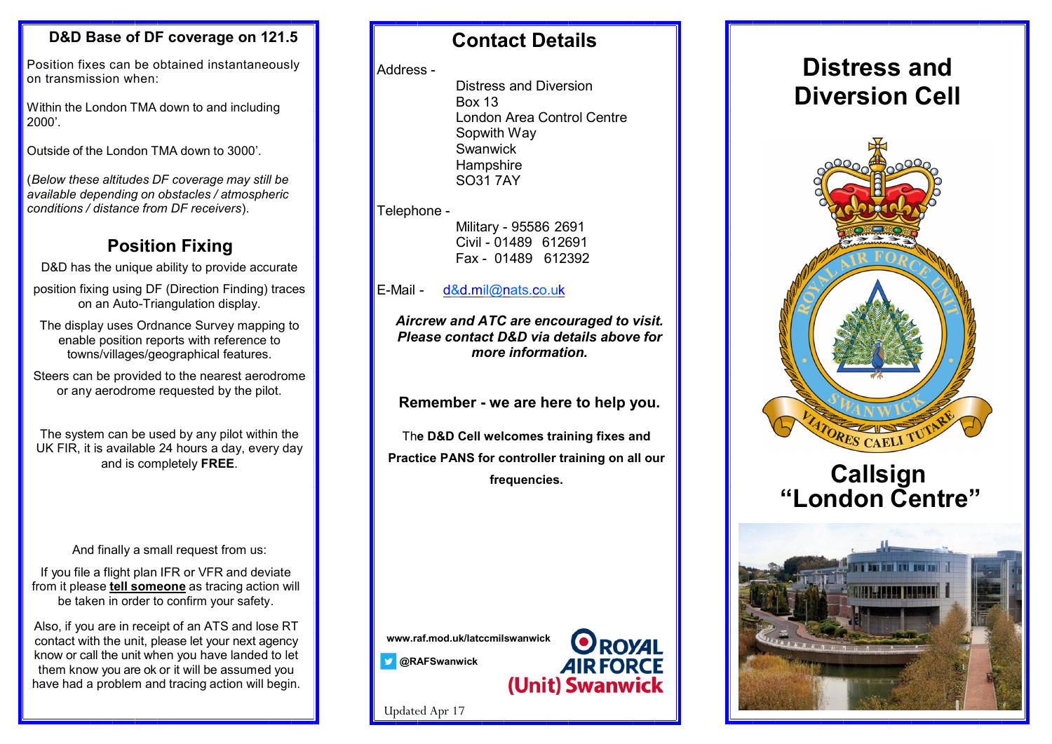## D&D Base of DF coverage on 121.5

Position fixes can be obtained instantaneously on transmission when:

Within the London TMA down to and including 2000'.

Outside of the London TMA down to 3000'.

(*Below these altitudes DF coverage may still be available depending on obstacles / atmospheric conditions / distance from DF receivers*).

## Position Fixing

D&D has the unique ability to provide accurate position fixing using DF (Direction Finding) traces on an Auto-Triangulation display.

The display uses Ordnance Survey mapping to enable position reports with reference to towns/villages/geographical features.

Steers can be provided to the nearest aerodrome or any aerodrome requested by the pilot.

The system can be used by any pilot within the UK FIR, it is available 24 hours a day, every day and is completely **FREE**.

And finally a small request from us:

If you file a flight plan IFR or VFR and deviate from it please **tell someone** as tracing action will be taken in order to confirm your safety.

Also, if you are in receipt of an ATS and lose RT contact with the unit, please let your next agency know or call the unit when you have landed to let them know you are ok or it will be assumed you have had a problem and tracing action will begin.

## Contact Details

Address -

Distress and Diversion
Box 13
London Area Control Centre
Sopwith Way
Swanwick
Hampshire
SO31 7AY

Telephone -

Military - 95586 2691
Civil - 01489 612691
Fax - 01489 612392

E-Mail - d&d.mil@nats.co.uk

***Aircrew and ATC are encouraged to visit. Please contact D&D via details above for more information.***

**Remember - we are here to help you.**

The **D&D Cell welcomes training fixes and Practice PANS for controller training on all our frequencies.**

**www.raf.mod.uk/latccmilswanwick**

**@RAFSwanwick**

ROYAL AIR FORCE (Unit) Swanwick

Updated Apr 17

# Distress and Diversion Cell

ROYAL AIR FORCE UNIT SWANWICK — VIATORES CAELI TUTARE

# Callsign "London Centre"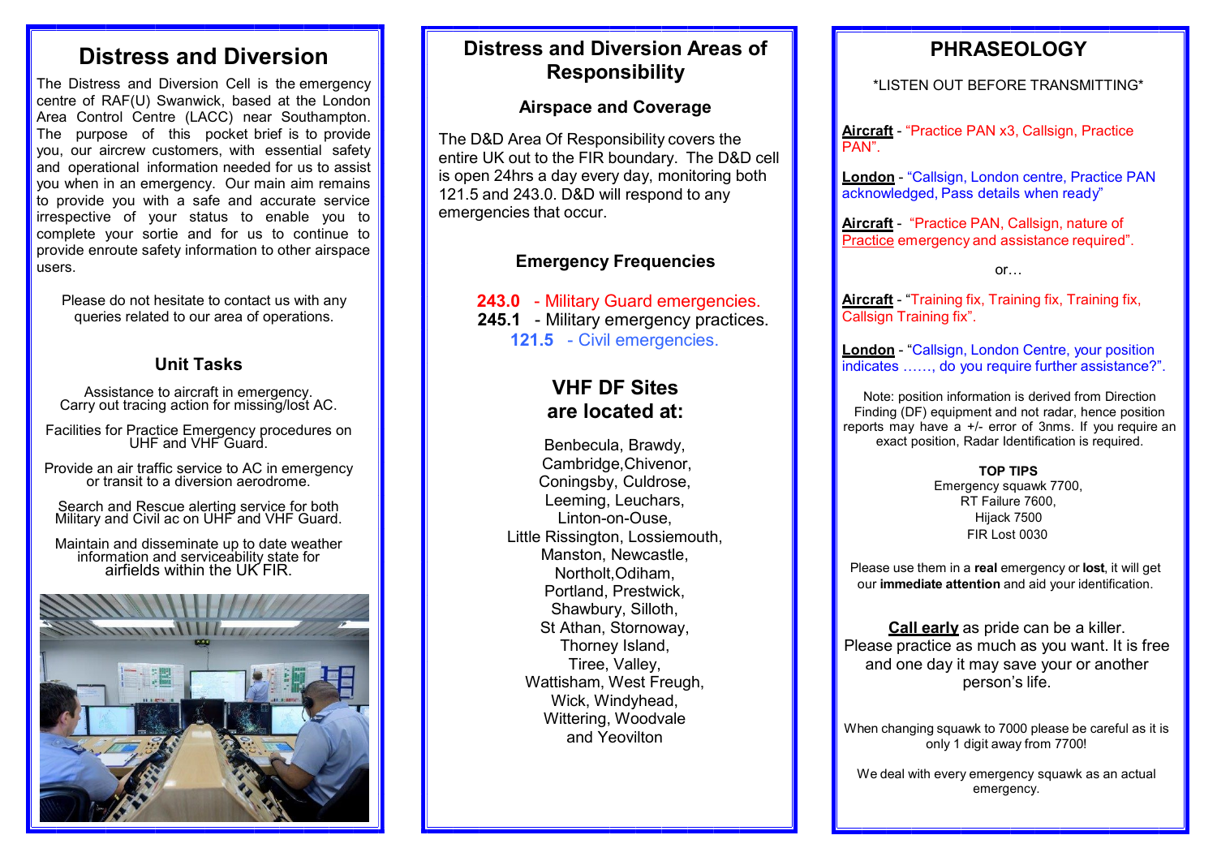# Distress and Diversion

The Distress and Diversion Cell is the emergency centre of RAF(U) Swanwick, based at the London Area Control Centre (LACC) near Southampton. The purpose of this pocket brief is to provide you, our aircrew customers, with essential safety and operational information needed for us to assist you when in an emergency. Our main aim remains to provide you with a safe and accurate service irrespective of your status to enable you to complete your sortie and for us to continue to provide enroute safety information to other airspace users.

Please do not hesitate to contact us with any queries related to our area of operations.

### Unit Tasks

Assistance to aircraft in emergency.
Carry out tracing action for missing/lost AC.

Facilities for Practice Emergency procedures on UHF and VHF Guard.

Provide an air traffic service to AC in emergency or transit to a diversion aerodrome.

Search and Rescue alerting service for both Military and Civil ac on UHF and VHF Guard.

Maintain and disseminate up to date weather information and serviceability state for airfields within the UK FIR.

# Distress and Diversion Areas of Responsibility

### Airspace and Coverage

The D&D Area Of Responsibility covers the entire UK out to the FIR boundary. The D&D cell is open 24hrs a day every day, monitoring both 121.5 and 243.0. D&D will respond to any emergencies that occur.

### Emergency Frequencies

**243.0** - Military Guard emergencies.
**245.1** - Military emergency practices.
**121.5** - Civil emergencies.

## VHF DF Sites are located at:

Benbecula, Brawdy,
Cambridge,Chivenor,
Coningsby, Culdrose,
Leeming, Leuchars,
Linton-on-Ouse,
Little Rissington, Lossiemouth,
Manston, Newcastle,
Northolt,Odiham,
Portland, Prestwick,
Shawbury, Silloth,
St Athan, Stornoway,
Thorney Island,
Tiree, Valley,
Wattisham, West Freugh,
Wick, Windyhead,
Wittering, Woodvale
and Yeovilton

# PHRASEOLOGY

*LISTEN OUT BEFORE TRANSMITTING*

**Aircraft** - "Practice PAN x3, Callsign, Practice PAN".

**London** - "Callsign, London centre, Practice PAN acknowledged, Pass details when ready"

**Aircraft** - "Practice PAN, Callsign, nature of Practice emergency and assistance required".

or…

**Aircraft** - "Training fix, Training fix, Training fix, Callsign Training fix".

**London** - "Callsign, London Centre, your position indicates ……, do you require further assistance?".

Note: position information is derived from Direction Finding (DF) equipment and not radar, hence position reports may have a +/- error of 3nms. If you require an exact position, Radar Identification is required.

**TOP TIPS**
Emergency squawk 7700,
RT Failure 7600,
Hijack 7500
FIR Lost 0030

Please use them in a **real** emergency or **lost**, it will get our **immediate attention** and aid your identification.

**Call early** as pride can be a killer. Please practice as much as you want. It is free and one day it may save your or another person's life.

When changing squawk to 7000 please be careful as it is only 1 digit away from 7700!

We deal with every emergency squawk as an actual emergency.